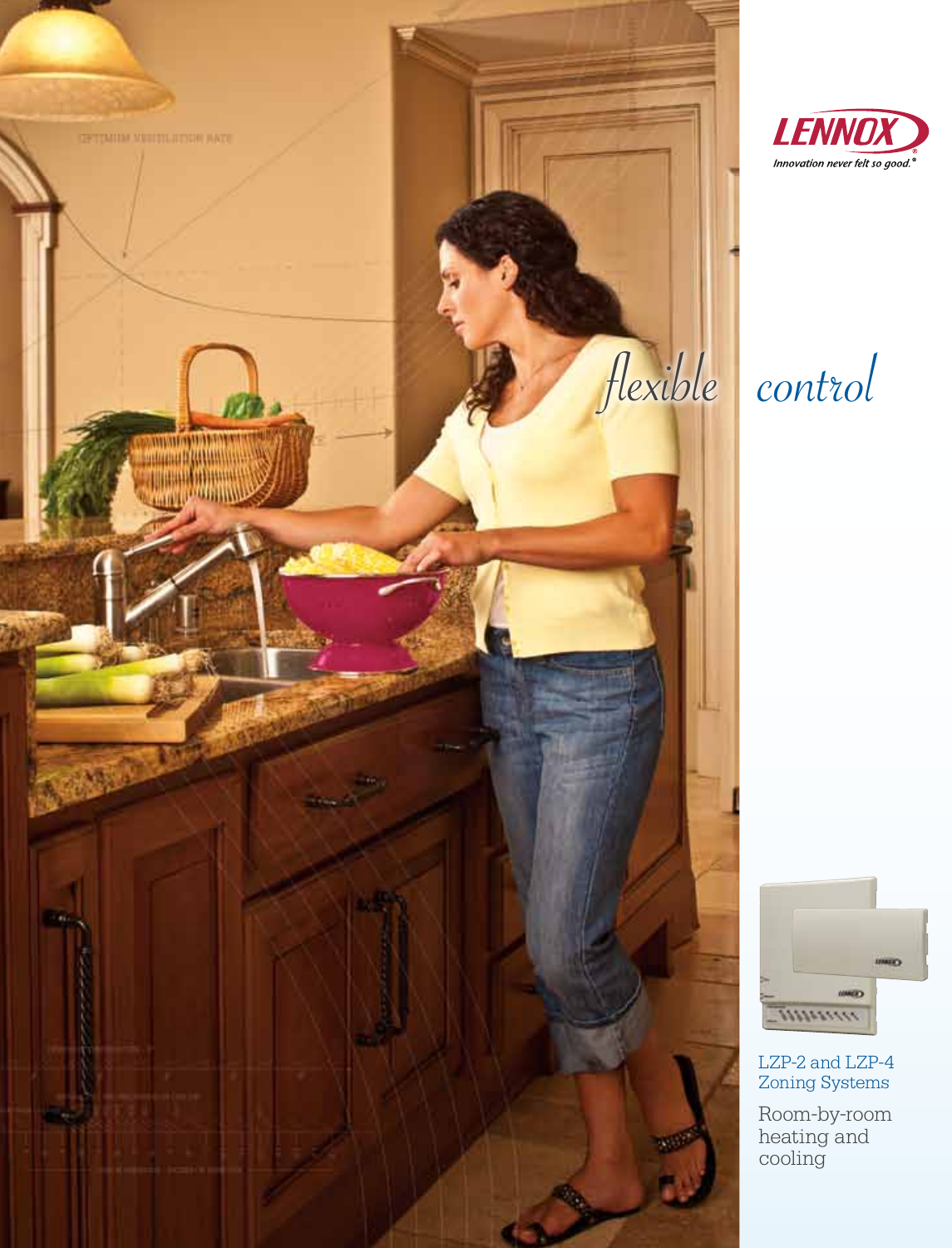LENNOX

*Innovation never felt so good.®*

# *flexible control*

LZP-2 and LZP-4 Zoning Systems

Room-by-room heating and cooling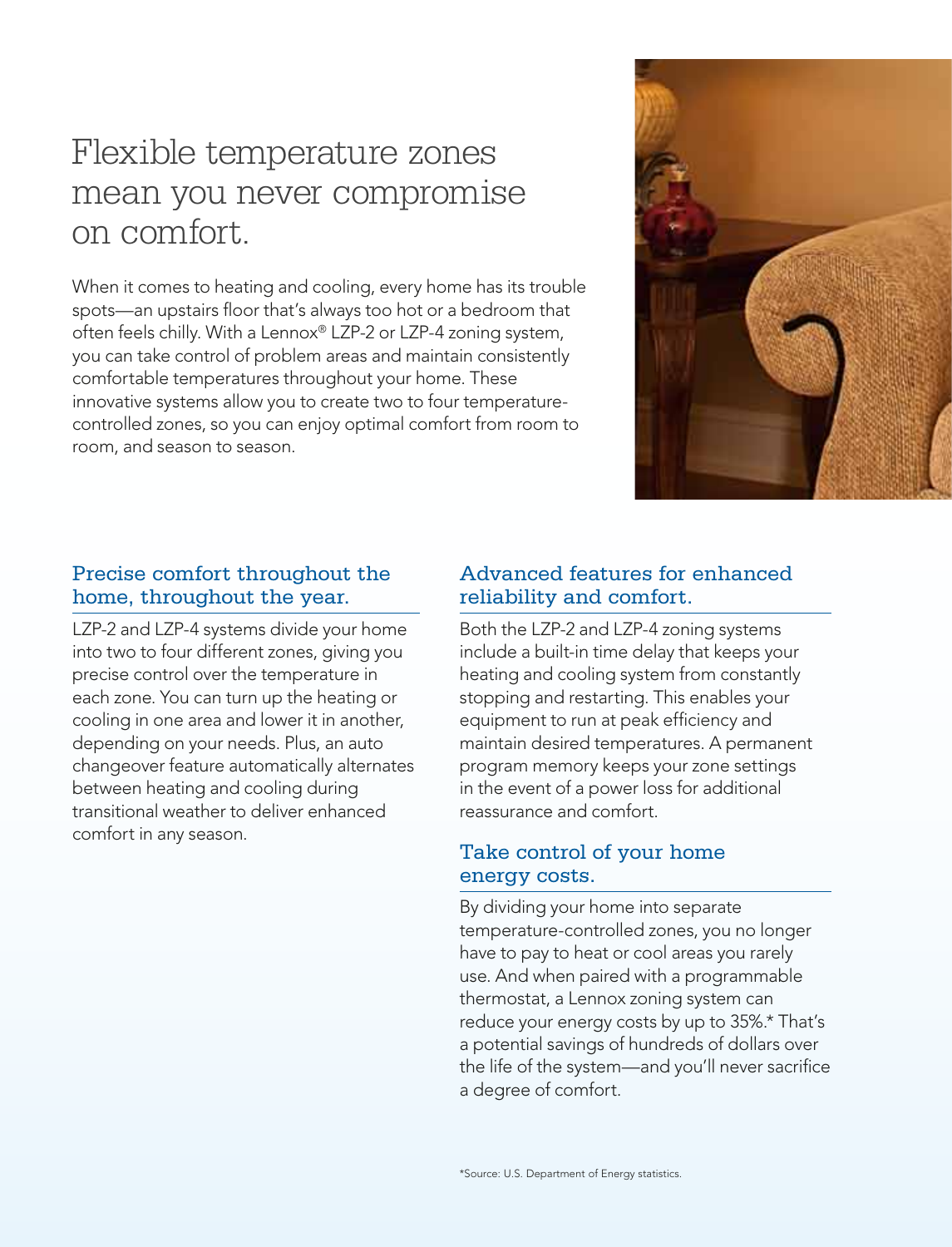# Flexible temperature zones mean you never compromise on comfort.

When it comes to heating and cooling, every home has its trouble spots—an upstairs floor that's always too hot or a bedroom that often feels chilly. With a Lennox® LZP-2 or LZP-4 zoning system, you can take control of problem areas and maintain consistently comfortable temperatures throughout your home. These innovative systems allow you to create two to four temperature-controlled zones, so you can enjoy optimal comfort from room to room, and season to season.

## Precise comfort throughout the home, throughout the year.

LZP-2 and LZP-4 systems divide your home into two to four different zones, giving you precise control over the temperature in each zone. You can turn up the heating or cooling in one area and lower it in another, depending on your needs. Plus, an auto changeover feature automatically alternates between heating and cooling during transitional weather to deliver enhanced comfort in any season.

## Advanced features for enhanced reliability and comfort.

Both the LZP-2 and LZP-4 zoning systems include a built-in time delay that keeps your heating and cooling system from constantly stopping and restarting. This enables your equipment to run at peak efficiency and maintain desired temperatures. A permanent program memory keeps your zone settings in the event of a power loss for additional reassurance and comfort.

## Take control of your home energy costs.

By dividing your home into separate temperature-controlled zones, you no longer have to pay to heat or cool areas you rarely use. And when paired with a programmable thermostat, a Lennox zoning system can reduce your energy costs by up to 35%.* That's a potential savings of hundreds of dollars over the life of the system—and you'll never sacrifice a degree of comfort.

*Source: U.S. Department of Energy statistics.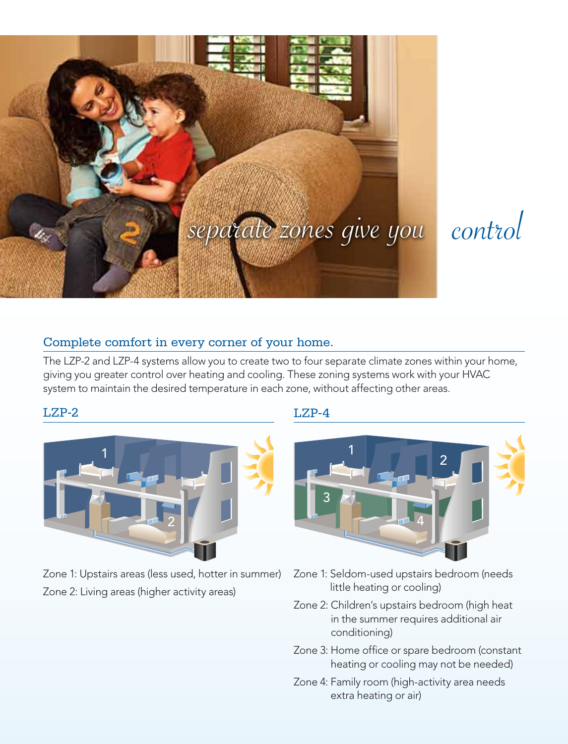*separate zones give you control*

## Complete comfort in every corner of your home.

The LZP-2 and LZP-4 systems allow you to create two to four separate climate zones within your home, giving you greater control over heating and cooling. These zoning systems work with your HVAC system to maintain the desired temperature in each zone, without affecting other areas.

### LZP-2

Zone 1: Upstairs areas (less used, hotter in summer)

Zone 2: Living areas (higher activity areas)

### LZP-4

Zone 1: Seldom-used upstairs bedroom (needs little heating or cooling)

Zone 2: Children's upstairs bedroom (high heat in the summer requires additional air conditioning)

Zone 3: Home office or spare bedroom (constant heating or cooling may not be needed)

Zone 4: Family room (high-activity area needs extra heating or air)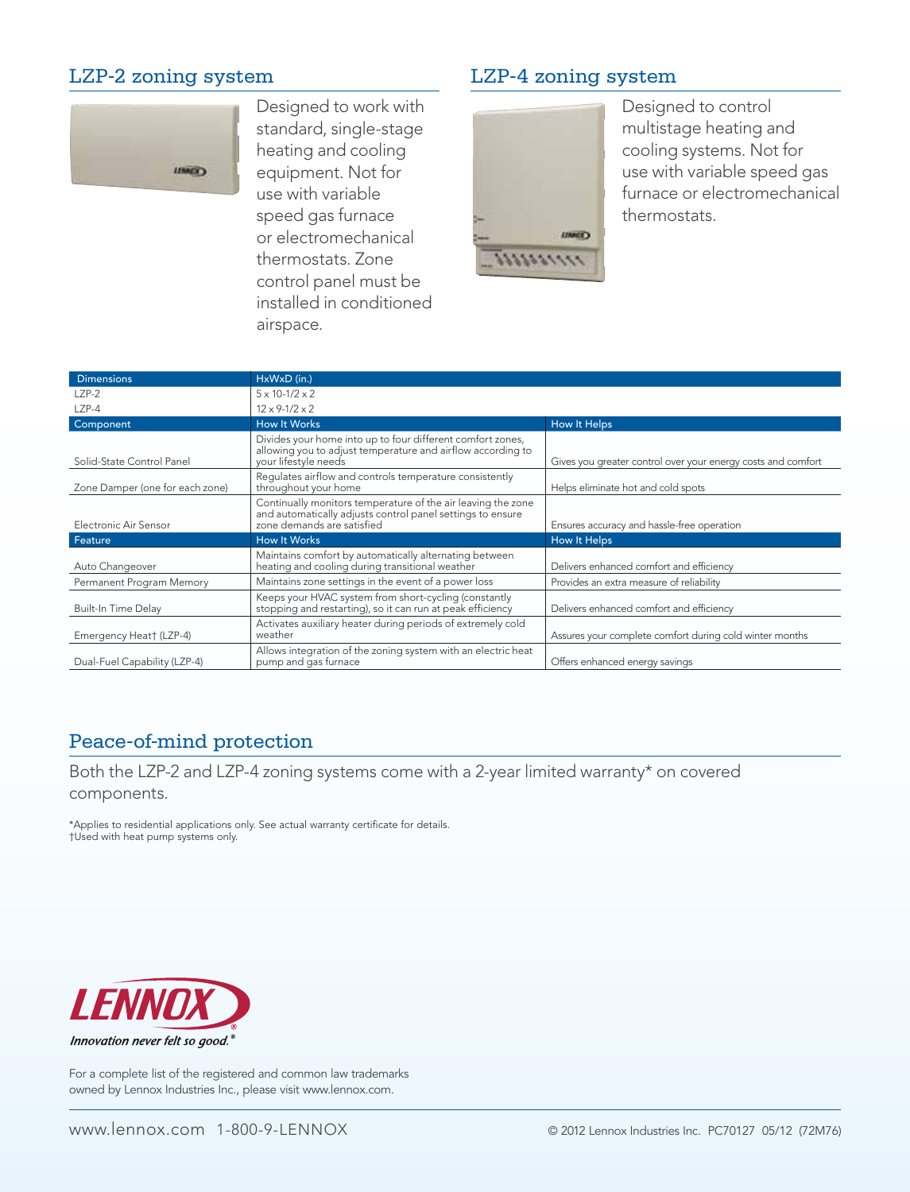## LZP-2 zoning system

Designed to work with standard, single-stage heating and cooling equipment. Not for use with variable speed gas furnace or electromechanical thermostats. Zone control panel must be installed in conditioned airspace.

## LZP-4 zoning system

Designed to control multistage heating and cooling systems. Not for use with variable speed gas furnace or electromechanical thermostats.

| Dimensions | HxWxD (in.) | |
|---|---|---|
| LZP-2 | 5 x 10-1/2 x 2 | |
| LZP-4 | 12 x 9-1/2 x 2 | |
| **Component** | **How It Works** | **How It Helps** |
| Solid-State Control Panel | Divides your home into up to four different comfort zones, allowing you to adjust temperature and airflow according to your lifestyle needs | Gives you greater control over your energy costs and comfort |
| Zone Damper (one for each zone) | Regulates airflow and controls temperature consistently throughout your home | Helps eliminate hot and cold spots |
| Electronic Air Sensor | Continually monitors temperature of the air leaving the zone and automatically adjusts control panel settings to ensure zone demands are satisfied | Ensures accuracy and hassle-free operation |
| **Feature** | **How It Works** | **How It Helps** |
| Auto Changeover | Maintains comfort by automatically alternating between heating and cooling during transitional weather | Delivers enhanced comfort and efficiency |
| Permanent Program Memory | Maintains zone settings in the event of a power loss | Provides an extra measure of reliability |
| Built-In Time Delay | Keeps your HVAC system from short-cycling (constantly stopping and restarting), so it can run at peak efficiency | Delivers enhanced comfort and efficiency |
| Emergency Heat† (LZP-4) | Activates auxiliary heater during periods of extremely cold weather | Assures your complete comfort during cold winter months |
| Dual-Fuel Capability (LZP-4) | Allows integration of the zoning system with an electric heat pump and gas furnace | Offers enhanced energy savings |

## Peace-of-mind protection

Both the LZP-2 and LZP-4 zoning systems come with a 2-year limited warranty* on covered components.

*Applies to residential applications only. See actual warranty certificate for details.
†Used with heat pump systems only.

LENNOX
*Innovation never felt so good.®*

For a complete list of the registered and common law trademarks owned by Lennox Industries Inc., please visit www.lennox.com.

www.lennox.com 1-800-9-LENNOX

© 2012 Lennox Industries Inc. PC70127 05/12 (72M76)